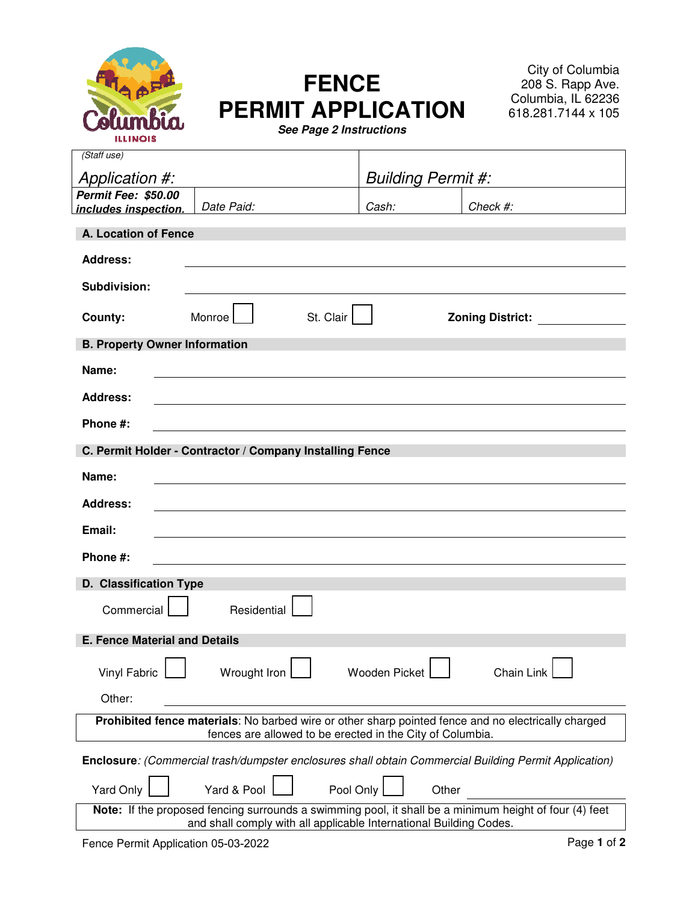# FENCE PERMIT APPLICATION

***See Page 2 Instructions***

City of Columbia
208 S. Rapp Ave.
Columbia, IL 62236
618.281.7144 x 105

| *(Staff use)* *Application #:* | | *Building Permit #:* | |
|---|---|---|---|
| ***Permit Fee: $50.00 includes inspection.*** | *Date Paid:* | *Cash:* | *Check #:* |

## A. Location of Fence

**Address:** ______________________

**Subdivision:** ______________________

**County:** Monroe ☐ St. Clair ☐ **Zoning District:** ____________

## B. Property Owner Information

**Name:** ______________________

**Address:** ______________________

**Phone #:** ______________________

## C. Permit Holder - Contractor / Company Installing Fence

**Name:** ______________________

**Address:** ______________________

**Email:** ______________________

**Phone #:** ______________________

## D. Classification Type

Commercial ☐ Residential ☐

## E. Fence Material and Details

Vinyl Fabric ☐ Wrought Iron ☐ Wooden Picket ☐ Chain Link ☐

Other: ______________________

**Prohibited fence materials**: No barbed wire or other sharp pointed fence and no electrically charged fences are allowed to be erected in the City of Columbia.

**Enclosure**: *(Commercial trash/dumpster enclosures shall obtain Commercial Building Permit Application)*

Yard Only ☐ Yard & Pool ☐ Pool Only ☐ Other ____________

**Note:** If the proposed fencing surrounds a swimming pool, it shall be a minimum height of four (4) feet and shall comply with all applicable International Building Codes.

Fence Permit Application 05-03-2022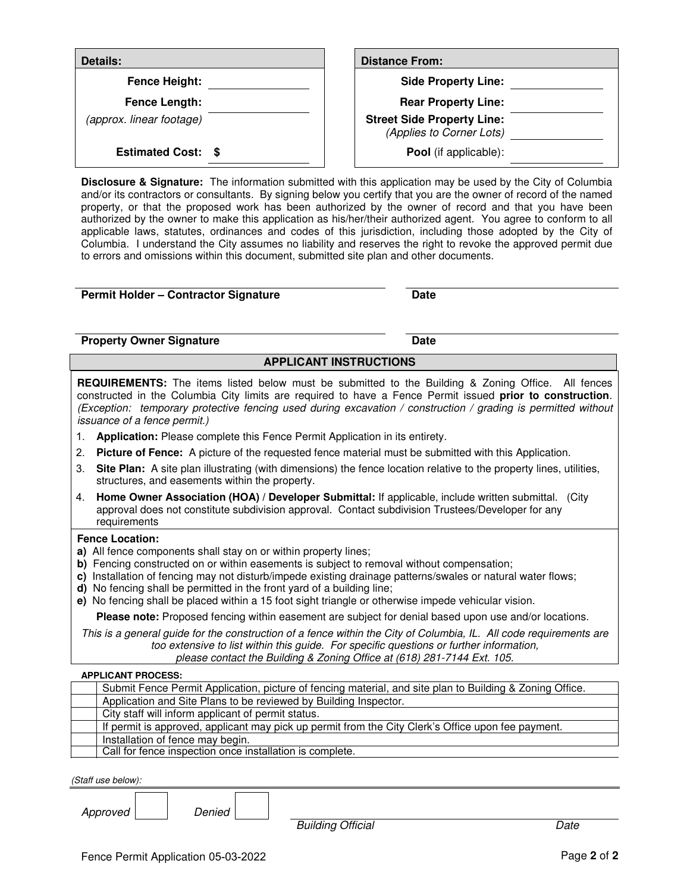| Details: | |
| --- | --- |
| **Fence Height:** | |
| **Fence Length:** *(approx. linear footage)* | |
| **Estimated Cost:** | $ |

| Distance From: | |
| --- | --- |
| **Side Property Line:** | |
| **Rear Property Line:** | |
| **Street Side Property Line:** *(Applies to Corner Lots)* | |
| **Pool** (if applicable): | |

**Disclosure & Signature:** The information submitted with this application may be used by the City of Columbia and/or its contractors or consultants. By signing below you certify that you are the owner of record of the named property, or that the proposed work has been authorized by the owner of record and that you have been authorized by the owner to make this application as his/her/their authorized agent. You agree to conform to all applicable laws, statutes, ordinances and codes of this jurisdiction, including those adopted by the City of Columbia. I understand the City assumes no liability and reserves the right to revoke the approved permit due to errors and omissions within this document, submitted site plan and other documents.

**Permit Holder – Contractor Signature** ______________________ **Date** ____________

**Property Owner Signature** ______________________ **Date** ____________

## APPLICANT INSTRUCTIONS

**REQUIREMENTS:** The items listed below must be submitted to the Building & Zoning Office. All fences constructed in the Columbia City limits are required to have a Fence Permit issued **prior to construction**. *(Exception: temporary protective fencing used during excavation / construction / grading is permitted without issuance of a fence permit.)*

1. **Application:** Please complete this Fence Permit Application in its entirety.
2. **Picture of Fence:** A picture of the requested fence material must be submitted with this Application.
3. **Site Plan:** A site plan illustrating (with dimensions) the fence location relative to the property lines, utilities, structures, and easements within the property.
4. **Home Owner Association (HOA) / Developer Submittal:** If applicable, include written submittal. (City approval does not constitute subdivision approval. Contact subdivision Trustees/Developer for any requirements

**Fence Location:**

**a)** All fence components shall stay on or within property lines;
**b)** Fencing constructed on or within easements is subject to removal without compensation;
**c)** Installation of fencing may not disturb/impede existing drainage patterns/swales or natural water flows;
**d)** No fencing shall be permitted in the front yard of a building line;
**e)** No fencing shall be placed within a 15 foot sight triangle or otherwise impede vehicular vision.

**Please note:** Proposed fencing within easement are subject for denial based upon use and/or locations.

*This is a general guide for the construction of a fence within the City of Columbia, IL. All code requirements are too extensive to list within this guide. For specific questions or further information, please contact the Building & Zoning Office at (618) 281-7144 Ext. 105.*

**APPLICANT PROCESS:**

| | |
| --- | --- |
| | Submit Fence Permit Application, picture of fencing material, and site plan to Building & Zoning Office. |
| | Application and Site Plans to be reviewed by Building Inspector. |
| | City staff will inform applicant of permit status. |
| | If permit is approved, applicant may pick up permit from the City Clerk's Office upon fee payment. |
| | Installation of fence may begin. |
| | Call for fence inspection once installation is complete. |

*(Staff use below):*

*Approved* ☐ *Denied* ☐

*Building Official* ______________________ *Date* ____________

Fence Permit Application 05-03-2022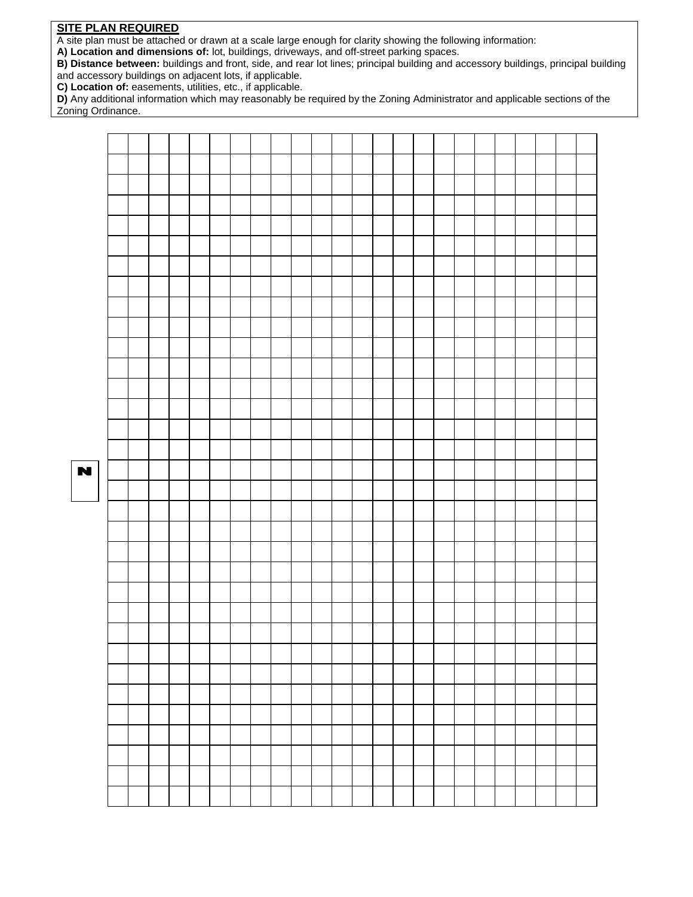**SITE PLAN REQUIRED**

A site plan must be attached or drawn at a scale large enough for clarity showing the following information:

**A) Location and dimensions of:** lot, buildings, driveways, and off-street parking spaces.

**B) Distance between:** buildings and front, side, and rear lot lines; principal building and accessory buildings, principal building and accessory buildings on adjacent lots, if applicable.

**C) Location of:** easements, utilities, etc., if applicable.

**D)** Any additional information which may reasonably be required by the Zoning Administrator and applicable sections of the Zoning Ordinance.

N